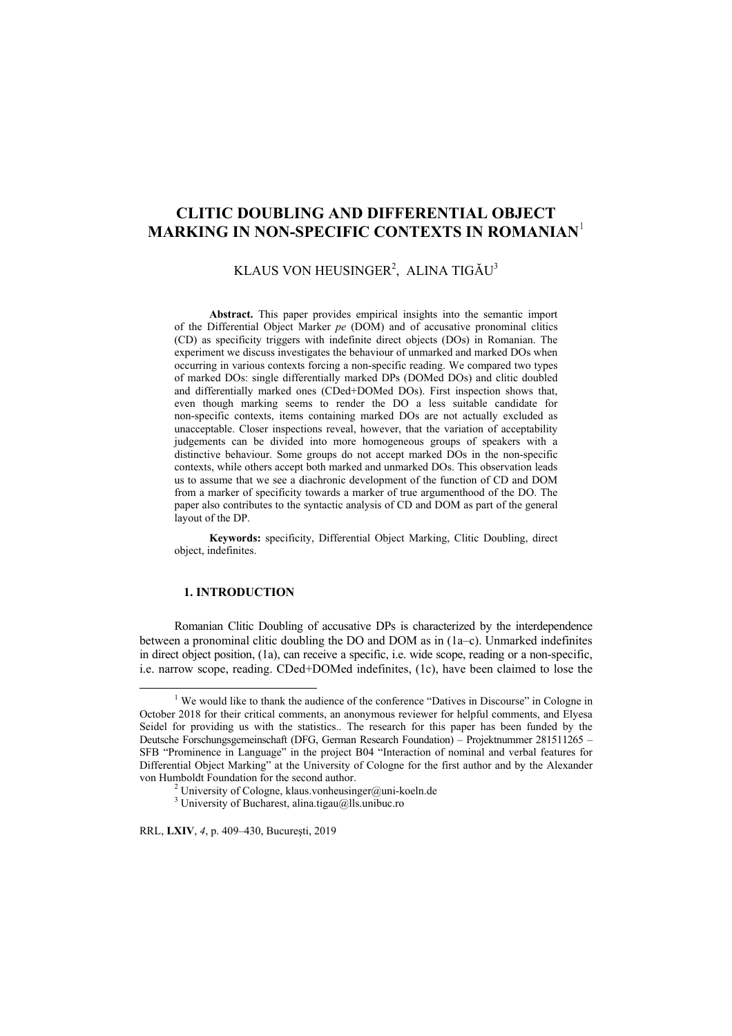# CLITIC DOUBLING AND DIFFERENTIAL OBJECT MARKING IN NON-SPECIFIC CONTEXTS IN ROMANIAN[1]

KLAUS VON HEUSINGER[2], ALINA TIGĂU[3]

**Abstract.** This paper provides empirical insights into the semantic import of the Differential Object Marker *pe* (DOM) and of accusative pronominal clitics (CD) as specificity triggers with indefinite direct objects (DOs) in Romanian. The experiment we discuss investigates the behaviour of unmarked and marked DOs when occurring in various contexts forcing a non-specific reading. We compared two types of marked DOs: single differentially marked DPs (DOMed DOs) and clitic doubled and differentially marked ones (CDed+DOMed DOs). First inspection shows that, even though marking seems to render the DO a less suitable candidate for non-specific contexts, items containing marked DOs are not actually excluded as unacceptable. Closer inspections reveal, however, that the variation of acceptability judgements can be divided into more homogeneous groups of speakers with a distinctive behaviour. Some groups do not accept marked DOs in the non-specific contexts, while others accept both marked and unmarked DOs. This observation leads us to assume that we see a diachronic development of the function of CD and DOM from a marker of specificity towards a marker of true argumenthood of the DO. The paper also contributes to the syntactic analysis of CD and DOM as part of the general layout of the DP.

**Keywords:** specificity, Differential Object Marking, Clitic Doubling, direct object, indefinites.

## 1. INTRODUCTION

Romanian Clitic Doubling of accusative DPs is characterized by the interdependence between a pronominal clitic doubling the DO and DOM as in (1a–c). Unmarked indefinites in direct object position, (1a), can receive a specific, i.e. wide scope, reading or a non-specific, i.e. narrow scope, reading. CDed+DOMed indefinites, (1c), have been claimed to lose the

---

[1] We would like to thank the audience of the conference "Datives in Discourse" in Cologne in October 2018 for their critical comments, an anonymous reviewer for helpful comments, and Elyesa Seidel for providing us with the statistics.. The research for this paper has been funded by the Deutsche Forschungsgemeinschaft (DFG, German Research Foundation) – Projektnummer 281511265 – SFB "Prominence in Language" in the project B04 "Interaction of nominal and verbal features for Differential Object Marking" at the University of Cologne for the first author and by the Alexander von Humboldt Foundation for the second author.

[2] University of Cologne, klaus.vonheusinger@uni-koeln.de

[3] University of Bucharest, alina.tigau@lls.unibuc.ro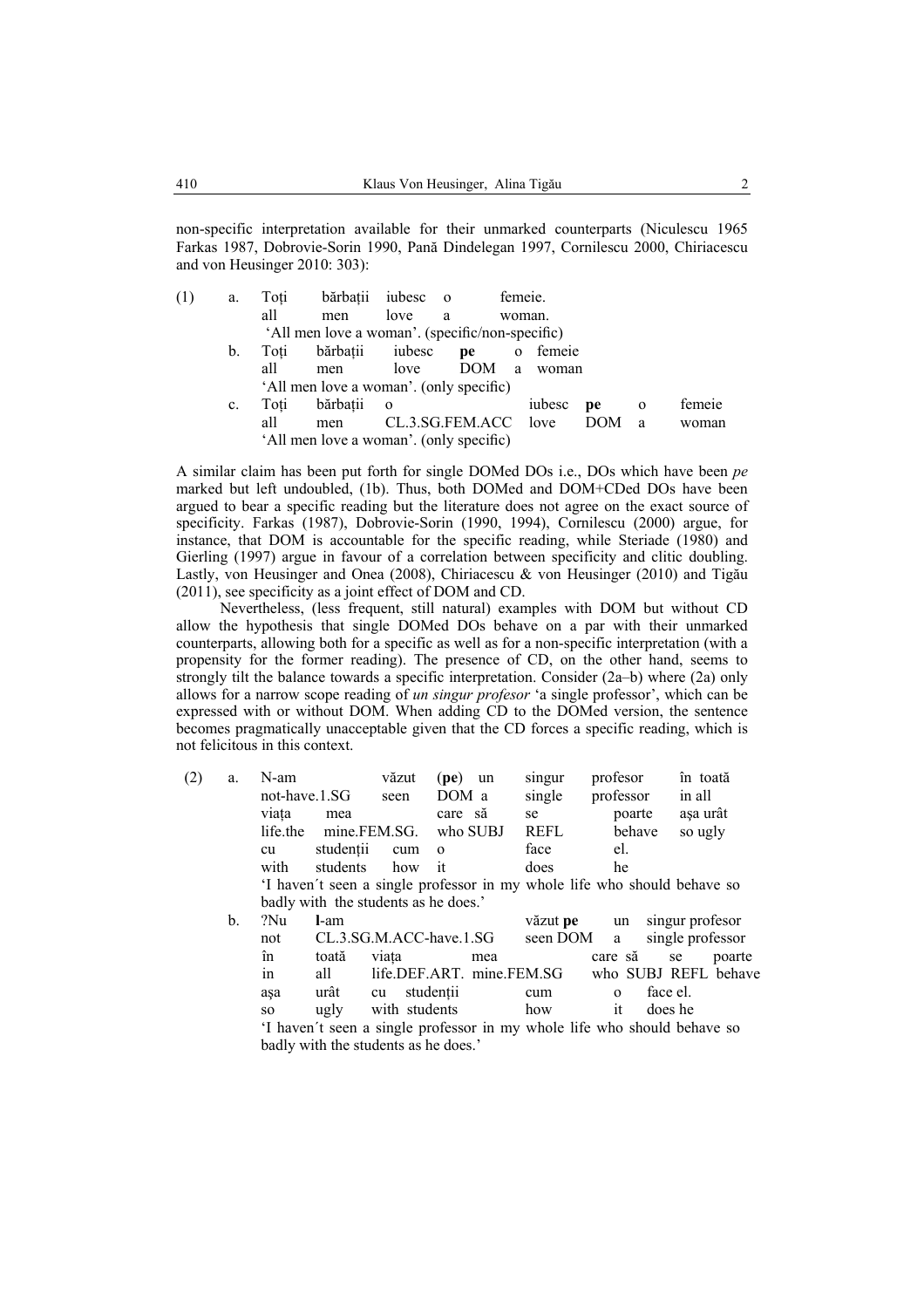non-specific interpretation available for their unmarked counterparts (Niculescu 1965 Farkas 1987, Dobrovie-Sorin 1990, Pană Dindelegan 1997, Cornilescu 2000, Chiriacescu and von Heusinger 2010: 303):

(1) a. Toți bărbații iubesc o femeie.
   all men love a woman.
   'All men love a woman'. (specific/non-specific)

b. Toți bărbații iubesc **pe** o femeie
   all men love DOM a woman
   'All men love a woman'. (only specific)

c. Toți bărbații o iubesc **pe** o femeie
   all men CL.3.SG.FEM.ACC love DOM a woman
   'All men love a woman'. (only specific)

A similar claim has been put forth for single DOMed DOs i.e., DOs which have been *pe* marked but left undoubled, (1b). Thus, both DOMed and DOM+CDed DOs have been argued to bear a specific reading but the literature does not agree on the exact source of specificity. Farkas (1987), Dobrovie-Sorin (1990, 1994), Cornilescu (2000) argue, for instance, that DOM is accountable for the specific reading, while Steriade (1980) and Gierling (1997) argue in favour of a correlation between specificity and clitic doubling. Lastly, von Heusinger and Onea (2008), Chiriacescu & von Heusinger (2010) and Tigău (2011), see specificity as a joint effect of DOM and CD.

Nevertheless, (less frequent, still natural) examples with DOM but without CD allow the hypothesis that single DOMed DOs behave on a par with their unmarked counterparts, allowing both for a specific as well as for a non-specific interpretation (with a propensity for the former reading). The presence of CD, on the other hand, seems to strongly tilt the balance towards a specific interpretation. Consider (2a–b) where (2a) only allows for a narrow scope reading of *un singur profesor* 'a single professor', which can be expressed with or without DOM. When adding CD to the DOMed version, the sentence becomes pragmatically unacceptable given that the CD forces a specific reading, which is not felicitous in this context.

(2) a. N-am văzut (**pe**) un singur profesor în toată
   not-have.1.SG seen DOM a single professor in all
   viața mea care să se poarte așa urât
   life.the mine.FEM.SG. who SUBJ REFL behave so ugly
   cu studenții cum o face el.
   with students how it does he
   'I haven´t seen a single professor in my whole life who should behave so badly with the students as he does.'

b. ?Nu **l**-am văzut **pe** un singur profesor
   not CL.3.SG.M.ACC-have.1.SG seen DOM a single professor
   în toată viața mea care să se poarte
   in all life.DEF.ART. mine.FEM.SG who SUBJ REFL behave
   așa urât cu studenții cum o face el.
   so ugly with students how it does he
   'I haven´t seen a single professor in my whole life who should behave so badly with the students as he does.'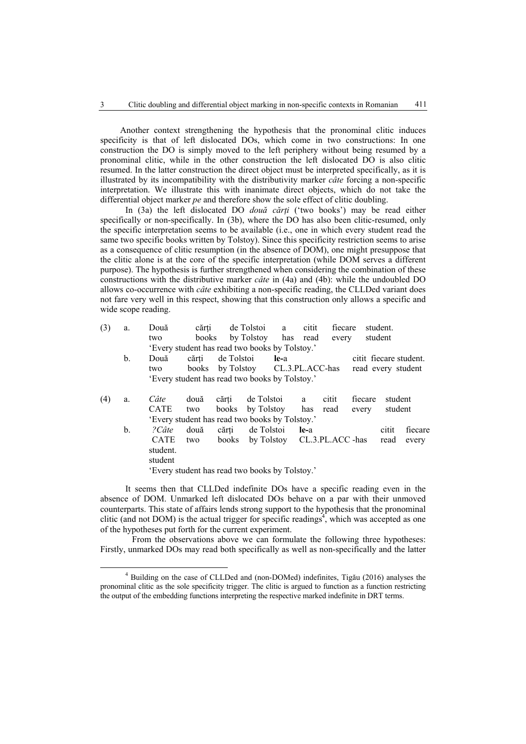Another context strengthening the hypothesis that the pronominal clitic induces specificity is that of left dislocated DOs, which come in two constructions: In one construction the DO is simply moved to the left periphery without being resumed by a pronominal clitic, while in the other construction the left dislocated DO is also clitic resumed. In the latter construction the direct object must be interpreted specifically, as it is illustrated by its incompatibility with the distributivity marker *câte* forcing a non-specific interpretation. We illustrate this with inanimate direct objects, which do not take the differential object marker *pe* and therefore show the sole effect of clitic doubling.

In (3a) the left dislocated DO *două cărți* ('two books') may be read either specifically or non-specifically. In (3b), where the DO has also been clitic-resumed, only the specific interpretation seems to be available (i.e., one in which every student read the same two specific books written by Tolstoy). Since this specificity restriction seems to arise as a consequence of clitic resumption (in the absence of DOM), one might presuppose that the clitic alone is at the core of the specific interpretation (while DOM serves a different purpose). The hypothesis is further strengthened when considering the combination of these constructions with the distributive marker *câte* in (4a) and (4b): while the undoubled DO allows co-occurrence with *câte* exhibiting a non-specific reading, the CLLDed variant does not fare very well in this respect, showing that this construction only allows a specific and wide scope reading.

(3) a. Două cărți de Tolstoi a citit fiecare student.
two books by Tolstoy has read every student
'Every student has read two books by Tolstoy.'

b. Două cărți de Tolstoi **le**-a citit fiecare student.
two books by Tolstoy CL.3.PL.ACC-has read every student
'Every student has read two books by Tolstoy.'

(4) a. *Câte* două cărți de Tolstoi a citit fiecare student
CATE two books by Tolstoy has read every student
'Every student has read two books by Tolstoy.'

b. *?Câte* două cărți de Tolstoi **le**-a citit fiecare student.
CATE two books by Tolstoy CL.3.PL.ACC -has read every student
'Every student has read two books by Tolstoy.'

It seems then that CLLDed indefinite DOs have a specific reading even in the absence of DOM. Unmarked left dislocated DOs behave on a par with their unmoved counterparts. This state of affairs lends strong support to the hypothesis that the pronominal clitic (and not DOM) is the actual trigger for specific readings[4], which was accepted as one of the hypotheses put forth for the current experiment.

From the observations above we can formulate the following three hypotheses: Firstly, unmarked DOs may read both specifically as well as non-specifically and the latter

[4] Building on the case of CLLDed and (non-DOMed) indefinites, Tigău (2016) analyses the pronominal clitic as the sole specificity trigger. The clitic is argued to function as a function restricting the output of the embedding functions interpreting the respective marked indefinite in DRT terms.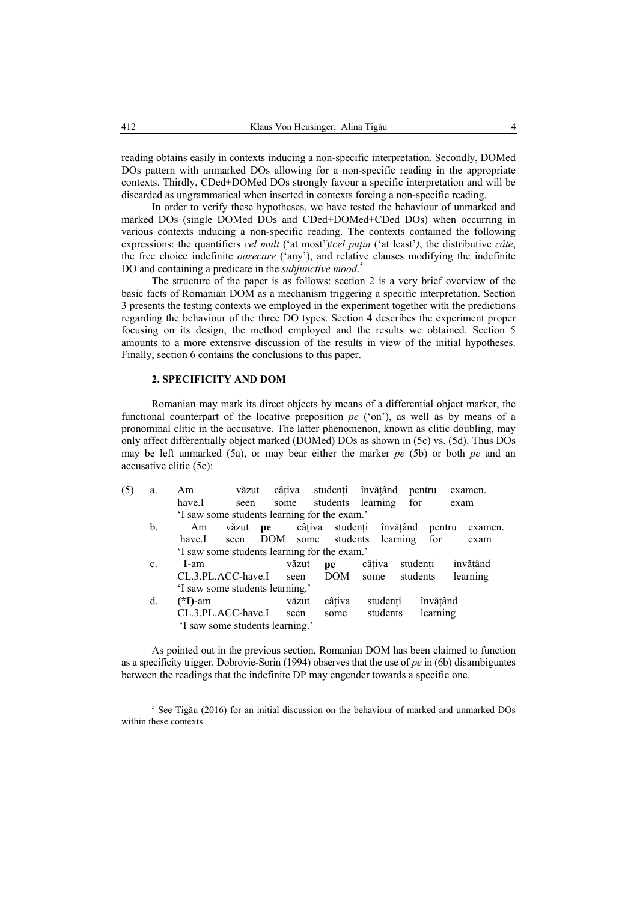reading obtains easily in contexts inducing a non-specific interpretation. Secondly, DOMed DOs pattern with unmarked DOs allowing for a non-specific reading in the appropriate contexts. Thirdly, CDed+DOMed DOs strongly favour a specific interpretation and will be discarded as ungrammatical when inserted in contexts forcing a non-specific reading.

In order to verify these hypotheses, we have tested the behaviour of unmarked and marked DOs (single DOMed DOs and CDed+DOMed+CDed DOs) when occurring in various contexts inducing a non-specific reading. The contexts contained the following expressions: the quantifiers *cel mult* ('at most')/*cel puțin* ('at least'*)*, the distributive *câte*, the free choice indefinite *oarecare* ('any'), and relative clauses modifying the indefinite DO and containing a predicate in the *subjunctive mood*.[5]

The structure of the paper is as follows: section 2 is a very brief overview of the basic facts of Romanian DOM as a mechanism triggering a specific interpretation. Section 3 presents the testing contexts we employed in the experiment together with the predictions regarding the behaviour of the three DO types. Section 4 describes the experiment proper focusing on its design, the method employed and the results we obtained. Section 5 amounts to a more extensive discussion of the results in view of the initial hypotheses. Finally, section 6 contains the conclusions to this paper.

## 2. SPECIFICITY AND DOM

Romanian may mark its direct objects by means of a differential object marker, the functional counterpart of the locative preposition *pe* ('on'), as well as by means of a pronominal clitic in the accusative. The latter phenomenon, known as clitic doubling, may only affect differentially object marked (DOMed) DOs as shown in (5c) vs. (5d). Thus DOs may be left unmarked (5a), or may bear either the marker *pe* (5b) or both *pe* and an accusative clitic (5c):

(5) a. Am văzut câțiva studenți învățând pentru examen.
have.I seen some students learning for exam
'I saw some students learning for the exam.'

b. Am văzut **pe** câțiva studenți învățând pentru examen.
have.I seen DOM some students learning for exam
'I saw some students learning for the exam.'

c. **I**-am văzut **pe** câțiva studenți învățând
CL.3.PL.ACC-have.I seen DOM some students learning
'I saw some students learning.'

d. **(\*I)**-am văzut câțiva studenți învățând
CL.3.PL.ACC-have.I seen some students learning
'I saw some students learning.'

As pointed out in the previous section, Romanian DOM has been claimed to function as a specificity trigger. Dobrovie-Sorin (1994) observes that the use of *pe* in (6b) disambiguates between the readings that the indefinite DP may engender towards a specific one.

---

[5] See Tigău (2016) for an initial discussion on the behaviour of marked and unmarked DOs within these contexts.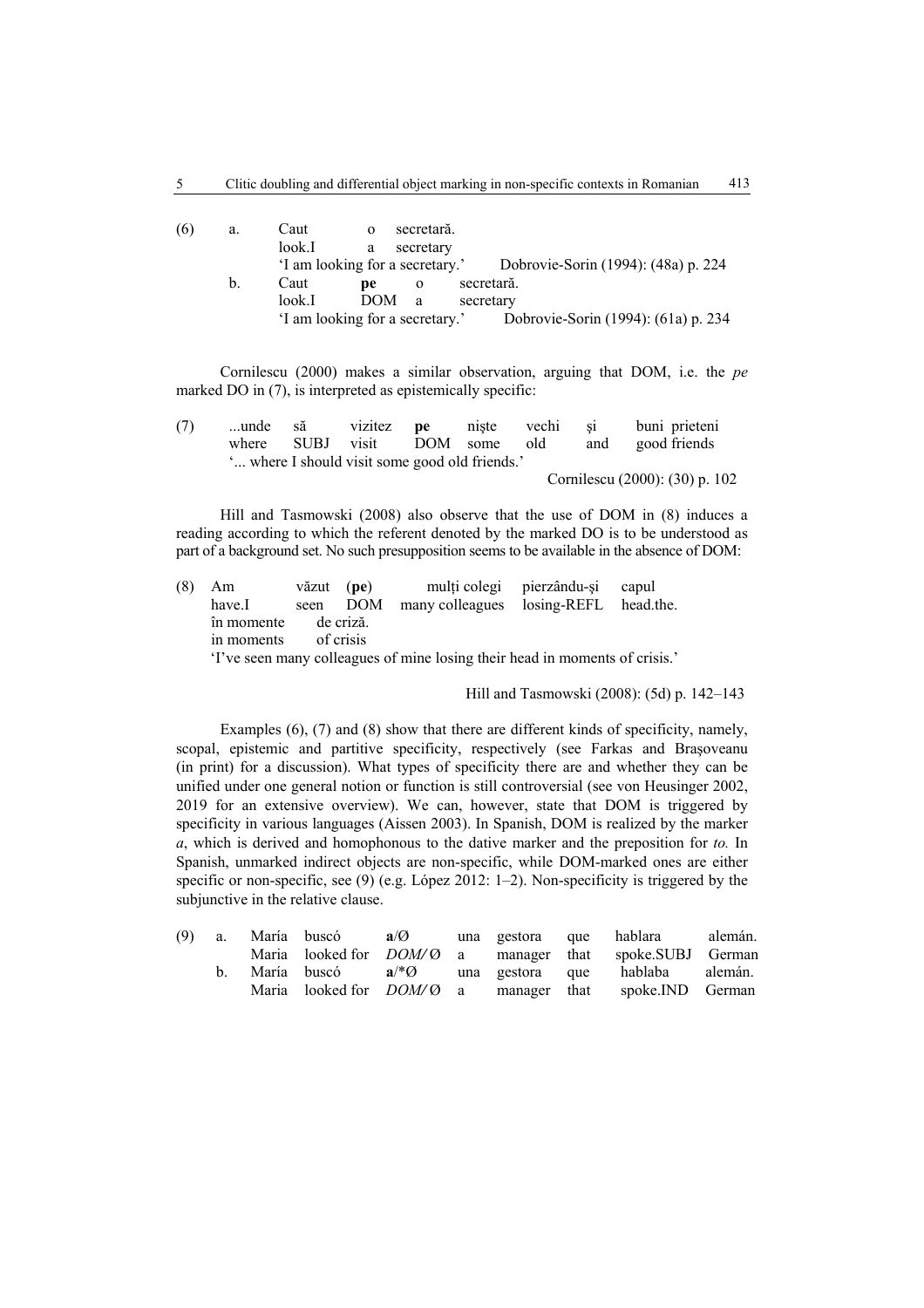(6) a. Caut o secretară.
look.I a secretary
'I am looking for a secretary.' Dobrovie-Sorin (1994): (48a) p. 224

b. Caut **pe** o secretară.
look.I DOM a secretary
'I am looking for a secretary.' Dobrovie-Sorin (1994): (61a) p. 234

Cornilescu (2000) makes a similar observation, arguing that DOM, i.e. the *pe* marked DO in (7), is interpreted as epistemically specific:

(7) ...unde să vizitez **pe** nişte vechi şi buni prieteni
where SUBJ visit DOM some old and good friends
'... where I should visit some good old friends.'
Cornilescu (2000): (30) p. 102

Hill and Tasmowski (2008) also observe that the use of DOM in (8) induces a reading according to which the referent denoted by the marked DO is to be understood as part of a background set. No such presupposition seems to be available in the absence of DOM:

(8) Am văzut (**pe**) mulți colegi pierzându-şi capul
have.I seen DOM many colleagues losing-REFL head.the.
în momente de criză.
in moments of crisis
'I've seen many colleagues of mine losing their head in moments of crisis.'

Hill and Tasmowski (2008): (5d) p. 142–143

Examples (6), (7) and (8) show that there are different kinds of specificity, namely, scopal, epistemic and partitive specificity, respectively (see Farkas and Braşoveanu (in print) for a discussion). What types of specificity there are and whether they can be unified under one general notion or function is still controversial (see von Heusinger 2002, 2019 for an extensive overview). We can, however, state that DOM is triggered by specificity in various languages (Aissen 2003). In Spanish, DOM is realized by the marker *a*, which is derived and homophonous to the dative marker and the preposition for *to.* In Spanish, unmarked indirect objects are non-specific, while DOM-marked ones are either specific or non-specific, see (9) (e.g. López 2012: 1–2). Non-specificity is triggered by the subjunctive in the relative clause.

(9) a. María buscó **a**/Ø una gestora que hablara alemán.
Maria looked for *DOM*/Ø a manager that spoke.SUBJ German

b. María buscó **a**/*Ø una gestora que hablaba alemán.
Maria looked for *DOM*/Ø a manager that spoke.IND German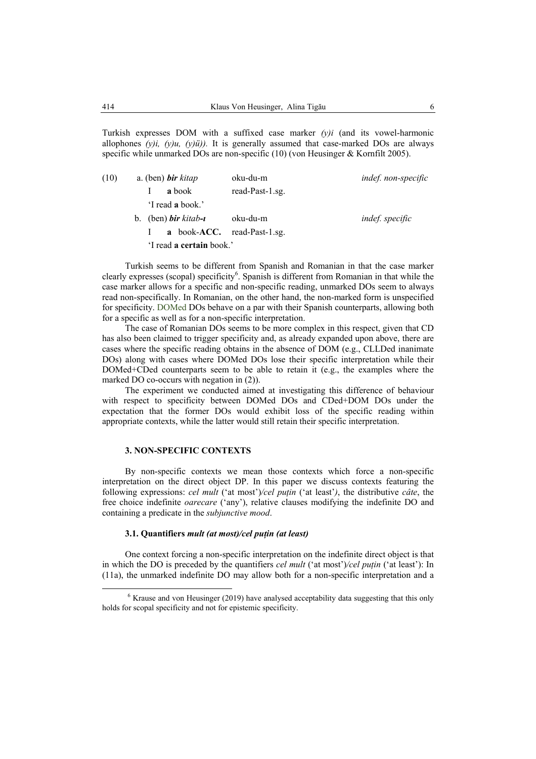Turkish expresses DOM with a suffixed case marker *(y)i* (and its vowel-harmonic allophones *(y)i, (y)u, (y)ü)).* It is generally assumed that case-marked DOs are always specific while unmarked DOs are non-specific (10) (von Heusinger & Kornfilt 2005).

(10) a. (ben) ***bir*** *kitap* oku-du-m *indef. non-specific*
I **a** book read-Past-1.sg.
'I read **a** book.'

b. (ben) ***bir*** *kitab-ı* oku-du-m *indef. specific*
I **a** book-**ACC.** read-Past-1.sg.
'I read **a certain** book.'

Turkish seems to be different from Spanish and Romanian in that the case marker clearly expresses (scopal) specificity[6]. Spanish is different from Romanian in that while the case marker allows for a specific and non-specific reading, unmarked DOs seem to always read non-specifically. In Romanian, on the other hand, the non-marked form is unspecified for specificity. DOMed DOs behave on a par with their Spanish counterparts, allowing both for a specific as well as for a non-specific interpretation.

The case of Romanian DOs seems to be more complex in this respect, given that CD has also been claimed to trigger specificity and, as already expanded upon above, there are cases where the specific reading obtains in the absence of DOM (e.g., CLLDed inanimate DOs) along with cases where DOMed DOs lose their specific interpretation while their DOMed+CDed counterparts seem to be able to retain it (e.g., the examples where the marked DO co-occurs with negation in (2)).

The experiment we conducted aimed at investigating this difference of behaviour with respect to specificity between DOMed DOs and CDed+DOM DOs under the expectation that the former DOs would exhibit loss of the specific reading within appropriate contexts, while the latter would still retain their specific interpretation.

### 3. NON-SPECIFIC CONTEXTS

By non-specific contexts we mean those contexts which force a non-specific interpretation on the direct object DP. In this paper we discuss contexts featuring the following expressions: *cel mult* ('at most')*/cel puțin* ('at least'*)*, the distributive *câte*, the free choice indefinite *oarecare* ('any'), relative clauses modifying the indefinite DO and containing a predicate in the *subjunctive mood*.

#### 3.1. Quantifiers *mult (at most)/cel puțin (at least)*

One context forcing a non-specific interpretation on the indefinite direct object is that in which the DO is preceded by the quantifiers *cel mult* ('at most')*/cel puțin* ('at least'): In (11a), the unmarked indefinite DO may allow both for a non-specific interpretation and a

---

[6] Krause and von Heusinger (2019) have analysed acceptability data suggesting that this only holds for scopal specificity and not for epistemic specificity.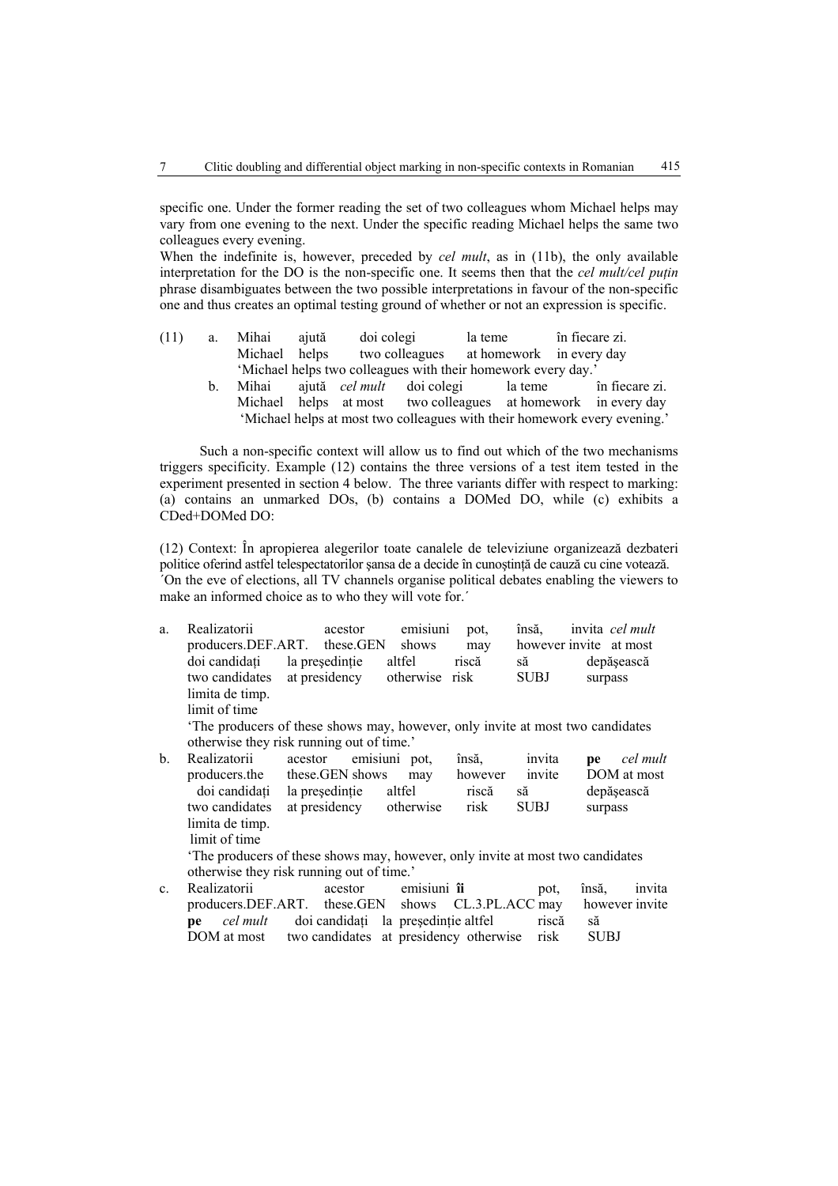specific one. Under the former reading the set of two colleagues whom Michael helps may vary from one evening to the next. Under the specific reading Michael helps the same two colleagues every evening.

When the indefinite is, however, preceded by *cel mult*, as in (11b), the only available interpretation for the DO is the non-specific one. It seems then that the *cel mult/cel puțin* phrase disambiguates between the two possible interpretations in favour of the non-specific one and thus creates an optimal testing ground of whether or not an expression is specific.

(11) a. Mihai ajută doi colegi la teme în fiecare zi.
Michael helps two colleagues at homework in every day
'Michael helps two colleagues with their homework every day.'

b. Mihai ajută *cel mult* doi colegi la teme în fiecare zi.
Michael helps at most two colleagues at homework in every day
'Michael helps at most two colleagues with their homework every evening.'

Such a non-specific context will allow us to find out which of the two mechanisms triggers specificity. Example (12) contains the three versions of a test item tested in the experiment presented in section 4 below. The three variants differ with respect to marking: (a) contains an unmarked DOs, (b) contains a DOMed DO, while (c) exhibits a CDed+DOMed DO:

(12) Context: În apropierea alegerilor toate canalele de televiziune organizează dezbateri politice oferind astfel telespectatorilor șansa de a decide în cunoștință de cauză cu cine votează.
´On the eve of elections, all TV channels organise political debates enabling the viewers to make an informed choice as to who they will vote for.´

a. Realizatorii acestor emisiuni pot, însă, invita *cel mult* doi candidați la președinție altfel riscă să depășească limita de timp.
producers.DEF.ART. these.GEN shows may however invite at most two candidates at presidency otherwise risk SUBJ surpass limit of time
'The producers of these shows may, however, only invite at most two candidates otherwise they risk running out of time.'

b. Realizatorii acestor emisiuni pot, însă, invita **pe** *cel mult* doi candidați la președinție altfel riscă să depășească limita de timp.
producers.the these.GEN shows may however invite DOM at most two candidates at presidency otherwise risk SUBJ surpass limit of time
'The producers of these shows may, however, only invite at most two candidates otherwise they risk running out of time.'

c. Realizatorii acestor emisiuni **îi** pot, însă, invita **pe** *cel mult* doi candidați la președinție altfel riscă să
producers.DEF.ART. these.GEN shows CL.3.PL.ACC may however invite DOM at most two candidates at presidency otherwise risk SUBJ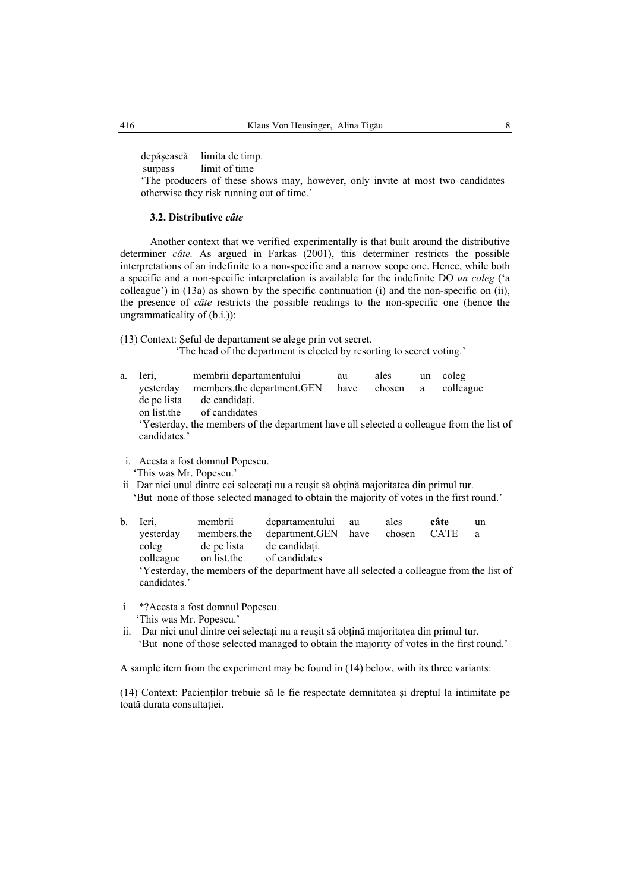depăşească     limita de timp.
surpass          limit of time

'The producers of these shows may, however, only invite at most two candidates otherwise they risk running out of time.'

### 3.2. Distributive *câte*

Another context that we verified experimentally is that built around the distributive determiner *câte.* As argued in Farkas (2001), this determiner restricts the possible interpretations of an indefinite to a non-specific and a narrow scope one. Hence, while both a specific and a non-specific interpretation is available for the indefinite DO *un coleg* ('a colleague') in (13a) as shown by the specific continuation (i) and the non-specific on (ii), the presence of *câte* restricts the possible readings to the non-specific one (hence the ungrammaticality of (b.i.)):

(13) Context: Şeful de departament se alege prin vot secret.
'The head of the department is elected by resorting to secret voting.'

a. Ieri,          membrii departamentului          au       ales       un   coleg
   yesterday   members.the department.GEN   have   chosen   a     colleague
   de pe lista     de candidaţi.
   on list.the     of candidates
   'Yesterday, the members of the department have all selected a colleague from the list of candidates.'

   i. Acesta a fost domnul Popescu.
      'This was Mr. Popescu.'
   ii Dar nici unul dintre cei selectaţi nu a reuşit să obţină majoritatea din primul tur.
      'But none of those selected managed to obtain the majority of votes in the first round.'

b. Ieri,          membrii          departamentului    au       ales       **câte**    un
   yesterday   members.the   department.GEN   have   chosen   CATE     a
   coleg          de pe lista     de candidaţi.
   colleague   on list.the     of candidates
   'Yesterday, the members of the department have all selected a colleague from the list of candidates.'

   i *?Acesta a fost domnul Popescu.
      'This was Mr. Popescu.'
   ii. Dar nici unul dintre cei selectaţi nu a reuşit să obţină majoritatea din primul tur.
      'But none of those selected managed to obtain the majority of votes in the first round.'

A sample item from the experiment may be found in (14) below, with its three variants:

(14) Context: Pacienţilor trebuie să le fie respectate demnitatea şi dreptul la intimitate pe toată durata consultaţiei.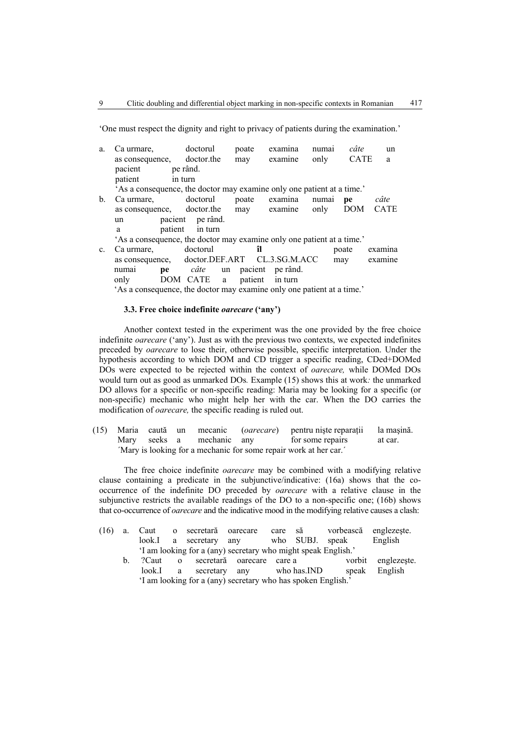'One must respect the dignity and right to privacy of patients during the examination.'

a. Ca urmare, doctorul poate examina numai *câte* un pacient pe rând.
   as consequence, doctor.the may examine only CATE a patient in turn
   'As a consequence, the doctor may examine only one patient at a time.'

b. Ca urmare, doctorul poate examina numai **pe** *câte* un pacient pe rând.
   as consequence, doctor.the may examine only DOM CATE a patient in turn
   'As a consequence, the doctor may examine only one patient at a time.'

c. Ca urmare, doctorul **îl** poate examina numai **pe** *câte* un pacient pe rând.
   as consequence, doctor.DEF.ART CL.3.SG.M.ACC may examine only DOM CATE a patient in turn
   'As a consequence, the doctor may examine only one patient at a time.'

### 3.3. Free choice indefinite *oarecare* ('any')

Another context tested in the experiment was the one provided by the free choice indefinite *oarecare* ('any'). Just as with the previous two contexts, we expected indefinites preceded by *oarecare* to lose their, otherwise possible, specific interpretation. Under the hypothesis according to which DOM and CD trigger a specific reading, CDed+DOMed DOs were expected to be rejected within the context of *oarecare,* while DOMed DOs would turn out as good as unmarked DOs*.* Example (15) shows this at work*:* the unmarked DO allows for a specific or non-specific reading: Maria may be looking for a specific (or non-specific) mechanic who might help her with the car. When the DO carries the modification of *oarecare,* the specific reading is ruled out.

(15) Maria caută un mecanic (*oarecare*) pentru nişte reparaţii la maşină.
     Mary seeks a mechanic any for some repairs at car.
     ´Mary is looking for a mechanic for some repair work at her car.´

The free choice indefinite *oarecare* may be combined with a modifying relative clause containing a predicate in the subjunctive/indicative: (16a) shows that the co-occurrence of the indefinite DO preceded by *oarecare* with a relative clause in the subjunctive restricts the available readings of the DO to a non-specific one; (16b) shows that co-occurrence of *oarecare* and the indicative mood in the modifying relative causes a clash:

(16) a. Caut o secretară oarecare care să vorbească englezeşte.
        look.I a secretary any who SUBJ. speak English
        'I am looking for a (any) secretary who might speak English.'

     b. ?Caut o secretară oarecare care a vorbit englezeşte.
        look.I a secretary any who has.IND speak English
        'I am looking for a (any) secretary who has spoken English.'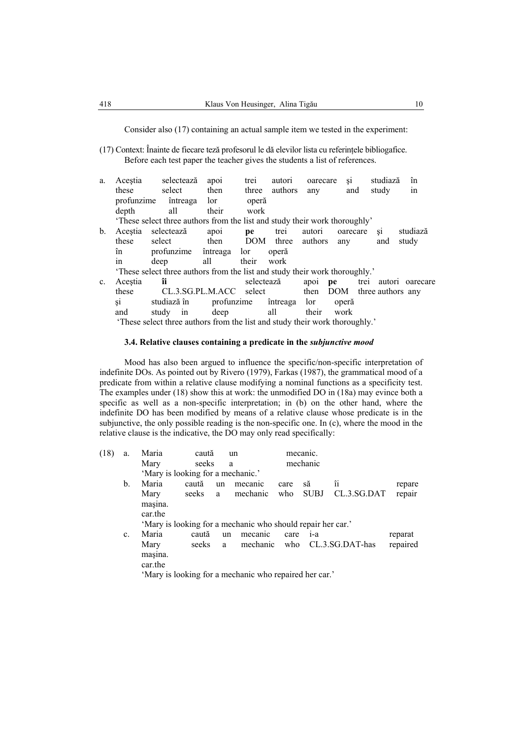Consider also (17) containing an actual sample item we tested in the experiment:

(17) Context: Înainte de fiecare teză profesorul le dă elevilor lista cu referințele bibliogafice.
Before each test paper the teacher gives the students a list of references.

a. Aceştia selectează apoi trei autori oarecare şi studiază în
these select then three authors any and study in
profunzime întreaga lor operă
depth all their work
'These select three authors from the list and study their work thoroughly'

b. Aceştia selectează apoi **pe** trei autori oarecare şi studiază
these select then DOM three authors any and study
în profunzime întreaga lor operă
in deep all their work
'These select three authors from the list and study their work thoroughly.'

c. Aceştia **îi** selectează apoi **pe** trei autori oarecare
these CL.3.SG.PL.M.ACC select then DOM three authors any
şi studiază în profunzime întreaga lor operă
and study in deep all their work
'These select three authors from the list and study their work thoroughly.'

### 3.4. Relative clauses containing a predicate in the *subjunctive mood*

Mood has also been argued to influence the specific/non-specific interpretation of indefinite DOs. As pointed out by Rivero (1979), Farkas (1987), the grammatical mood of a predicate from within a relative clause modifying a nominal functions as a specificity test. The examples under (18) show this at work: the unmodified DO in (18a) may evince both a specific as well as a non-specific interpretation; in (b) on the other hand, where the indefinite DO has been modified by means of a relative clause whose predicate is in the subjunctive, the only possible reading is the non-specific one. In (c), where the mood in the relative clause is the indicative, the DO may only read specifically:

(18) a. Maria caută un mecanic.
Mary seeks a mechanic
'Mary is looking for a mechanic.'

b. Maria caută un mecanic care să îi repare
Mary seeks a mechanic who SUBJ CL.3.SG.DAT repair
maşina.
car.the
'Mary is looking for a mechanic who should repair her car.'

c. Maria caută un mecanic care i-a reparat
Mary seeks a mechanic who CL.3.SG.DAT-has repaired
maşina.
car.the
'Mary is looking for a mechanic who repaired her car.'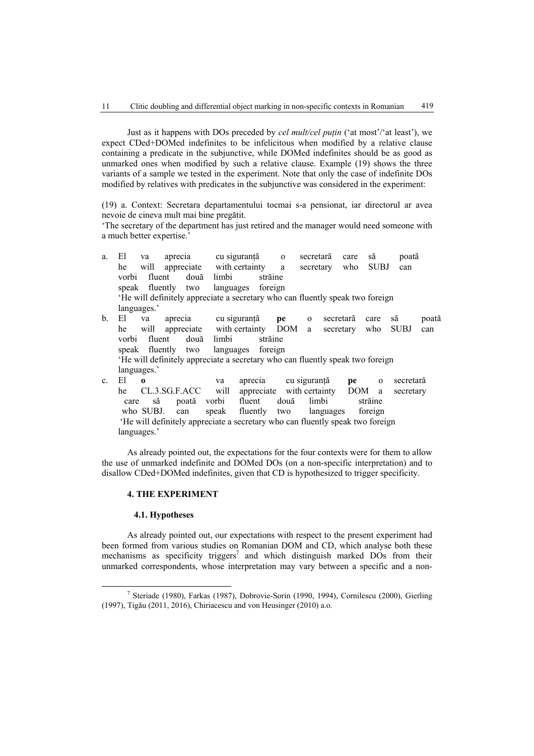Just as it happens with DOs preceded by *cel mult/cel puțin* ('at most'/'at least'), we expect CDed+DOMed indefinites to be infelicitous when modified by a relative clause containing a predicate in the subjunctive, while DOMed indefinites should be as good as unmarked ones when modified by such a relative clause. Example (19) shows the three variants of a sample we tested in the experiment. Note that only the case of indefinite DOs modified by relatives with predicates in the subjunctive was considered in the experiment:

(19) a. Context: Secretara departamentului tocmai s-a pensionat, iar directorul ar avea nevoie de cineva mult mai bine pregătit.
'The secretary of the department has just retired and the manager would need someone with a much better expertise.'

a. El va aprecia cu siguranță o secretară care să poată
he will appreciate with certainty a secretary who SUBJ can
vorbi fluent două limbi străine
speak fluently two languages foreign
'He will definitely appreciate a secretary who can fluently speak two foreign languages.'

b. El va aprecia cu siguranță **pe** o secretară care să poată
he will appreciate with certainty DOM a secretary who SUBJ can
vorbi fluent două limbi străine
speak fluently two languages foreign
'He will definitely appreciate a secretary who can fluently speak two foreign languages.'

c. El **o** va aprecia cu siguranță **pe** o secretară
he CL.3.SG.F.ACC will appreciate with certainty DOM a secretary
care să poată vorbi fluent două limbi străine
who SUBJ. can speak fluently two languages foreign
'He will definitely appreciate a secretary who can fluently speak two foreign languages.'

As already pointed out, the expectations for the four contexts were for them to allow the use of unmarked indefinite and DOMed DOs (on a non-specific interpretation) and to disallow CDed+DOMed indefinites, given that CD is hypothesized to trigger specificity.

## 4. THE EXPERIMENT

### 4.1. Hypotheses

As already pointed out, our expectations with respect to the present experiment had been formed from various studies on Romanian DOM and CD, which analyse both these mechanisms as specificity triggers[7] and which distinguish marked DOs from their unmarked correspondents, whose interpretation may vary between a specific and a non-

[7] Steriade (1980), Farkas (1987), Dobrovie-Sorin (1990, 1994), Cornilescu (2000), Gierling (1997), Tigău (2011, 2016), Chiriacescu and von Heusinger (2010) a.o.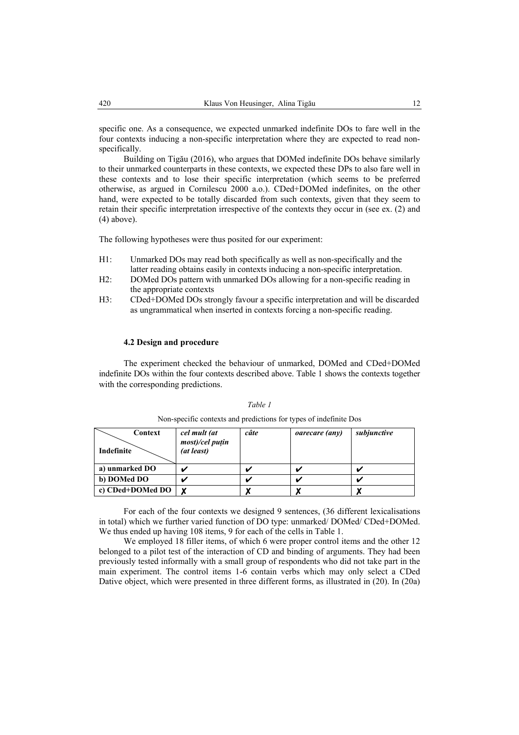specific one. As a consequence, we expected unmarked indefinite DOs to fare well in the four contexts inducing a non-specific interpretation where they are expected to read non-specifically.

Building on Tigău (2016), who argues that DOMed indefinite DOs behave similarly to their unmarked counterparts in these contexts, we expected these DPs to also fare well in these contexts and to lose their specific interpretation (which seems to be preferred otherwise, as argued in Cornilescu 2000 a.o.). CDed+DOMed indefinites, on the other hand, were expected to be totally discarded from such contexts, given that they seem to retain their specific interpretation irrespective of the contexts they occur in (see ex. (2) and (4) above).

The following hypotheses were thus posited for our experiment:

- H1: Unmarked DOs may read both specifically as well as non-specifically and the latter reading obtains easily in contexts inducing a non-specific interpretation.
- H2: DOMed DOs pattern with unmarked DOs allowing for a non-specific reading in the appropriate contexts
- H3: CDed+DOMed DOs strongly favour a specific interpretation and will be discarded as ungrammatical when inserted in contexts forcing a non-specific reading.

### 4.2 Design and procedure

The experiment checked the behaviour of unmarked, DOMed and CDed+DOMed indefinite DOs within the four contexts described above. Table 1 shows the contexts together with the corresponding predictions.

*Table 1*

Non-specific contexts and predictions for types of indefinite Dos

| Indefinite \ Context | *cel mult (at most)/cel puțin (at least)* | *câte* | *oarecare (any)* | *subjunctive* |
|---|---|---|---|---|
| **a) unmarked DO** | ✔ | ✔ | ✔ | ✔ |
| **b) DOMed DO** | ✔ | ✔ | ✔ | ✔ |
| **c) CDed+DOMed DO** | ✗ | ✗ | ✗ | ✗ |

For each of the four contexts we designed 9 sentences, (36 different lexicalisations in total) which we further varied function of DO type: unmarked/ DOMed/ CDed+DOMed. We thus ended up having 108 items, 9 for each of the cells in Table 1.

We employed 18 filler items, of which 6 were proper control items and the other 12 belonged to a pilot test of the interaction of CD and binding of arguments. They had been previously tested informally with a small group of respondents who did not take part in the main experiment. The control items 1-6 contain verbs which may only select a CDed Dative object, which were presented in three different forms, as illustrated in (20). In (20a)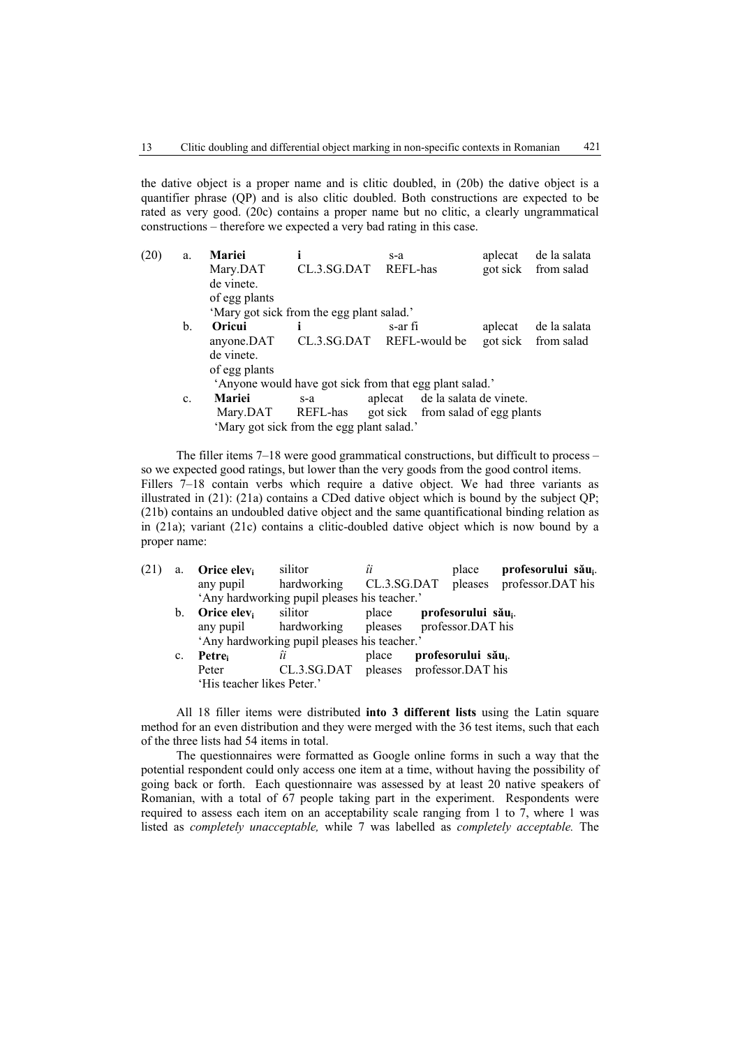the dative object is a proper name and is clitic doubled, in (20b) the dative object is a quantifier phrase (QP) and is also clitic doubled. Both constructions are expected to be rated as very good. (20c) contains a proper name but no clitic, a clearly ungrammatical constructions – therefore we expected a very bad rating in this case.

(20) a. **Mariei** **i** s-a aplecat de la salata de vinete.
Mary.DAT CL.3.SG.DAT REFL-has got sick from salad of egg plants
'Mary got sick from the egg plant salad.'

b. **Oricui** **i** s-ar fi aplecat de la salata de vinete.
anyone.DAT CL.3.SG.DAT REFL-would be got sick from salad of egg plants
'Anyone would have got sick from that egg plant salad.'

c. **Mariei** s-a aplecat de la salata de vinete.
Mary.DAT REFL-has got sick from salad of egg plants
'Mary got sick from the egg plant salad.'

The filler items 7–18 were good grammatical constructions, but difficult to process – so we expected good ratings, but lower than the very goods from the good control items. Fillers 7–18 contain verbs which require a dative object. We had three variants as illustrated in (21): (21a) contains a CDed dative object which is bound by the subject QP; (21b) contains an undoubled dative object and the same quantificational binding relation as in (21a); variant (21c) contains a clitic-doubled dative object which is now bound by a proper name:

(21) a. **Orice elev$_i$** silitor *îi* place **profesorului său$_i$**.
any pupil hardworking CL.3.SG.DAT pleases professor.DAT his
'Any hardworking pupil pleases his teacher.'

b. **Orice elev$_i$** silitor place **profesorului său$_i$**.
any pupil hardworking pleases professor.DAT his
'Any hardworking pupil pleases his teacher.'

c. **Petre$_i$** *îi* place **profesorului său$_i$**.
Peter CL.3.SG.DAT pleases professor.DAT his
'His teacher likes Peter.'

All 18 filler items were distributed **into 3 different lists** using the Latin square method for an even distribution and they were merged with the 36 test items, such that each of the three lists had 54 items in total.

The questionnaires were formatted as Google online forms in such a way that the potential respondent could only access one item at a time, without having the possibility of going back or forth. Each questionnaire was assessed by at least 20 native speakers of Romanian, with a total of 67 people taking part in the experiment. Respondents were required to assess each item on an acceptability scale ranging from 1 to 7, where 1 was listed as *completely unacceptable,* while 7 was labelled as *completely acceptable.* The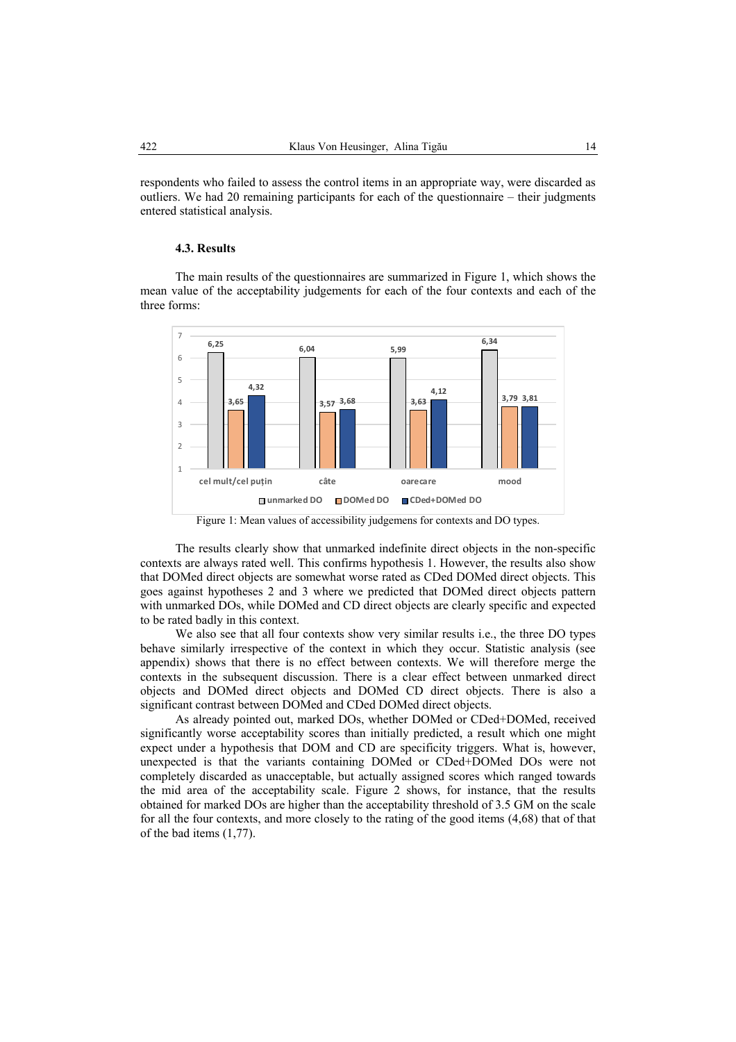respondents who failed to assess the control items in an appropriate way, were discarded as outliers. We had 20 remaining participants for each of the questionnaire – their judgments entered statistical analysis.

### 4.3. Results

The main results of the questionnaires are summarized in Figure 1, which shows the mean value of the acceptability judgements for each of the four contexts and each of the three forms:

| | cel mult/cel puțin | câte | oarecare | mood |
|---|---|---|---|---|
| unmarked DO | 6,25 | 6,04 | 5,99 | 6,34 |
| DOMed DO | 3,65 | 3,57 | 3,63 | 3,79 |
| CDed+DOMed DO | 4,32 | 3,68 | 4,12 | 3,81 |

Figure 1: Mean values of accessibility judgemens for contexts and DO types.

The results clearly show that unmarked indefinite direct objects in the non-specific contexts are always rated well. This confirms hypothesis 1. However, the results also show that DOMed direct objects are somewhat worse rated as CDed DOMed direct objects. This goes against hypotheses 2 and 3 where we predicted that DOMed direct objects pattern with unmarked DOs, while DOMed and CD direct objects are clearly specific and expected to be rated badly in this context.

We also see that all four contexts show very similar results i.e., the three DO types behave similarly irrespective of the context in which they occur. Statistic analysis (see appendix) shows that there is no effect between contexts. We will therefore merge the contexts in the subsequent discussion. There is a clear effect between unmarked direct objects and DOMed direct objects and DOMed CD direct objects. There is also a significant contrast between DOMed and CDed DOMed direct objects.

As already pointed out, marked DOs, whether DOMed or CDed+DOMed, received significantly worse acceptability scores than initially predicted, a result which one might expect under a hypothesis that DOM and CD are specificity triggers. What is, however, unexpected is that the variants containing DOMed or CDed+DOMed DOs were not completely discarded as unacceptable, but actually assigned scores which ranged towards the mid area of the acceptability scale. Figure 2 shows, for instance, that the results obtained for marked DOs are higher than the acceptability threshold of 3.5 GM on the scale for all the four contexts, and more closely to the rating of the good items (4,68) that of that of the bad items (1,77).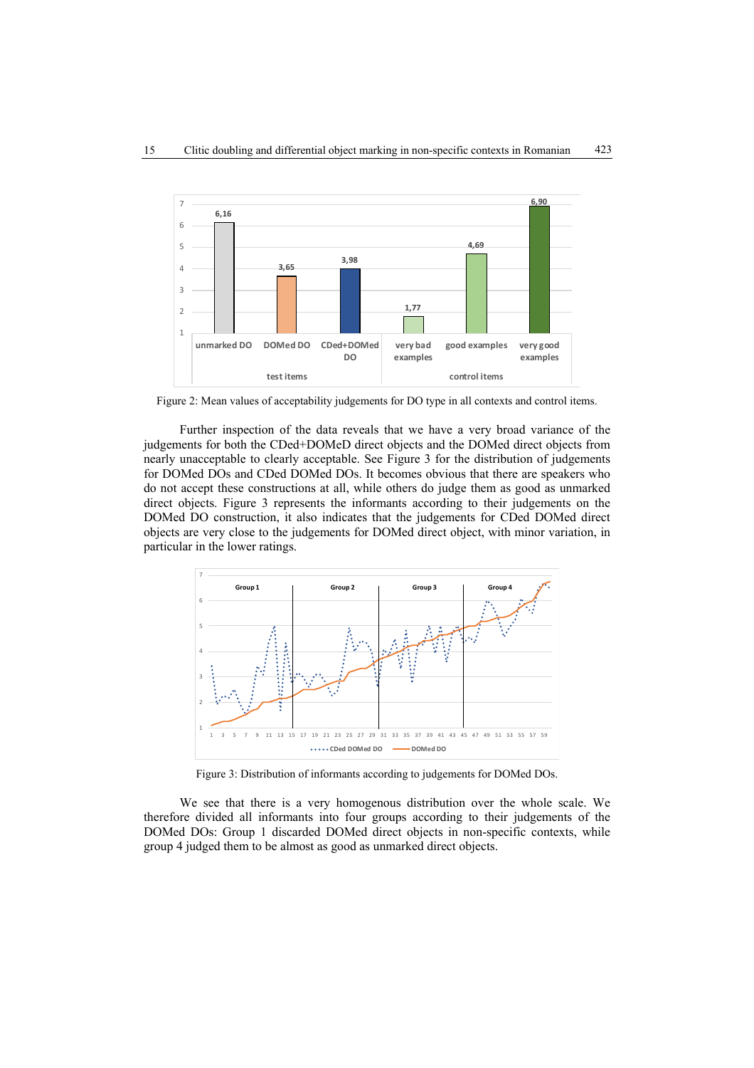Figure 2: Mean values of acceptability judgements for DO type in all contexts and control items.

Further inspection of the data reveals that we have a very broad variance of the judgements for both the CDed+DOMeD direct objects and the DOMed direct objects from nearly unacceptable to clearly acceptable. See Figure 3 for the distribution of judgements for DOMed DOs and CDed DOMed DOs. It becomes obvious that there are speakers who do not accept these constructions at all, while others do judge them as good as unmarked direct objects. Figure 3 represents the informants according to their judgements on the DOMed DO construction, it also indicates that the judgements for CDed DOMed direct objects are very close to the judgements for DOMed direct object, with minor variation, in particular in the lower ratings.

Figure 3: Distribution of informants according to judgements for DOMed DOs.

We see that there is a very homogenous distribution over the whole scale. We therefore divided all informants into four groups according to their judgements of the DOMed DOs: Group 1 discarded DOMed direct objects in non-specific contexts, while group 4 judged them to be almost as good as unmarked direct objects.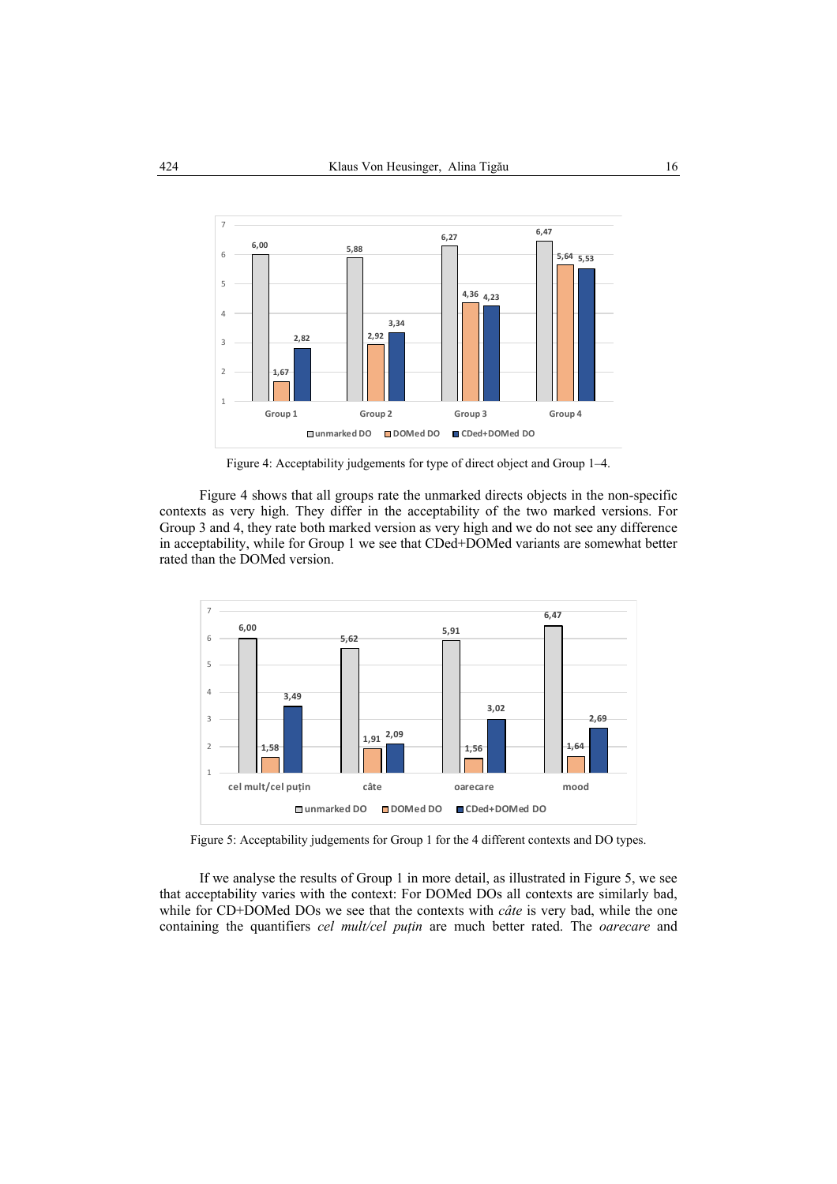Figure 4: Acceptability judgements for type of direct object and Group 1–4.

Figure 4 shows that all groups rate the unmarked directs objects in the non-specific contexts as very high. They differ in the acceptability of the two marked versions. For Group 3 and 4, they rate both marked version as very high and we do not see any difference in acceptability, while for Group 1 we see that CDed+DOMed variants are somewhat better rated than the DOMed version.

Figure 5: Acceptability judgements for Group 1 for the 4 different contexts and DO types.

If we analyse the results of Group 1 in more detail, as illustrated in Figure 5, we see that acceptability varies with the context: For DOMed DOs all contexts are similarly bad, while for CD+DOMed DOs we see that the contexts with *câte* is very bad, while the one containing the quantifiers *cel mult/cel puțin* are much better rated. The *oarecare* and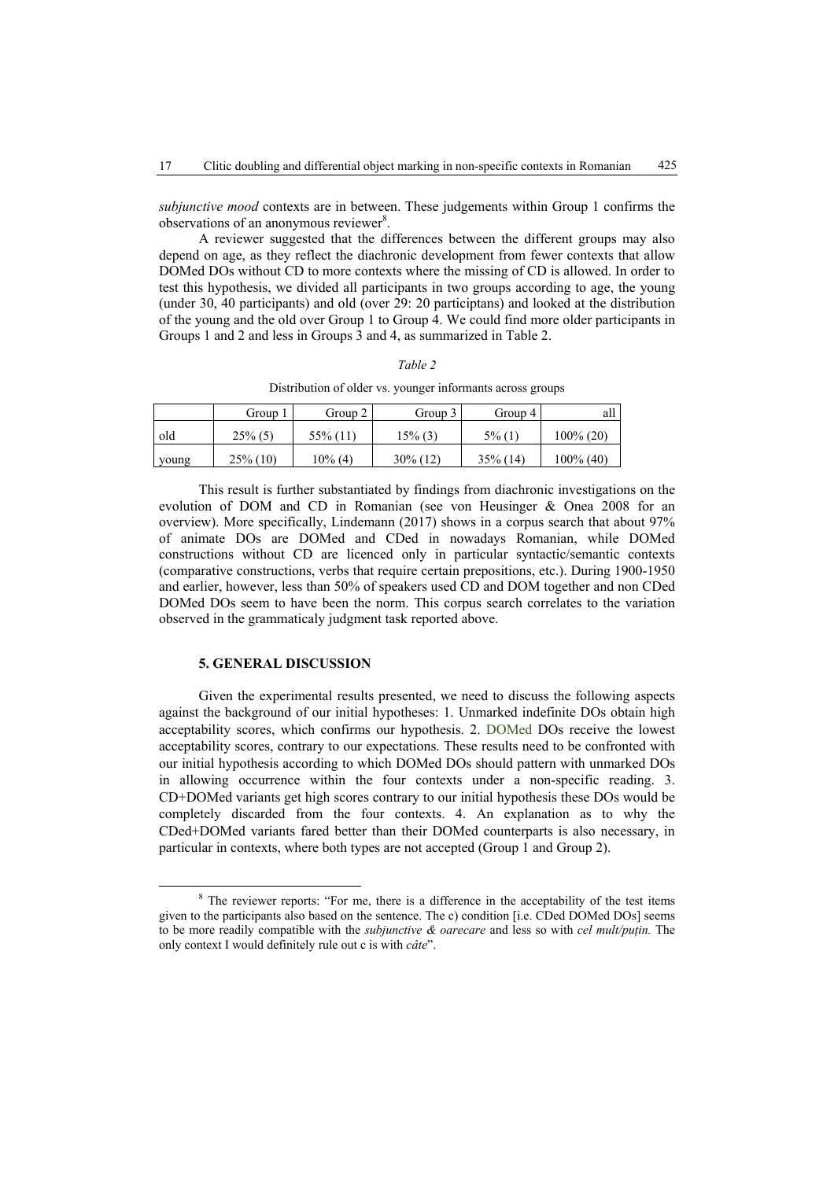*subjunctive mood* contexts are in between. These judgements within Group 1 confirms the observations of an anonymous reviewer[8].

A reviewer suggested that the differences between the different groups may also depend on age, as they reflect the diachronic development from fewer contexts that allow DOMed DOs without CD to more contexts where the missing of CD is allowed. In order to test this hypothesis, we divided all participants in two groups according to age, the young (under 30, 40 participants) and old (over 29: 20 participtans) and looked at the distribution of the young and the old over Group 1 to Group 4. We could find more older participants in Groups 1 and 2 and less in Groups 3 and 4, as summarized in Table 2.

*Table 2*

Distribution of older vs. younger informants across groups

| | Group 1 | Group 2 | Group 3 | Group 4 | all |
|---|---|---|---|---|---|
| old | 25% (5) | 55% (11) | 15% (3) | 5% (1) | 100% (20) |
| young | 25% (10) | 10% (4) | 30% (12) | 35% (14) | 100% (40) |

This result is further substantiated by findings from diachronic investigations on the evolution of DOM and CD in Romanian (see von Heusinger & Onea 2008 for an overview). More specifically, Lindemann (2017) shows in a corpus search that about 97% of animate DOs are DOMed and CDed in nowadays Romanian, while DOMed constructions without CD are licenced only in particular syntactic/semantic contexts (comparative constructions, verbs that require certain prepositions, etc.). During 1900-1950 and earlier, however, less than 50% of speakers used CD and DOM together and non CDed DOMed DOs seem to have been the norm. This corpus search correlates to the variation observed in the grammaticaly judgment task reported above.

## 5. GENERAL DISCUSSION

Given the experimental results presented, we need to discuss the following aspects against the background of our initial hypotheses: 1. Unmarked indefinite DOs obtain high acceptability scores, which confirms our hypothesis. 2. DOMed DOs receive the lowest acceptability scores, contrary to our expectations. These results need to be confronted with our initial hypothesis according to which DOMed DOs should pattern with unmarked DOs in allowing occurrence within the four contexts under a non-specific reading. 3. CD+DOMed variants get high scores contrary to our initial hypothesis these DOs would be completely discarded from the four contexts. 4. An explanation as to why the CDed+DOMed variants fared better than their DOMed counterparts is also necessary, in particular in contexts, where both types are not accepted (Group 1 and Group 2).

[8] The reviewer reports: "For me, there is a difference in the acceptability of the test items given to the participants also based on the sentence. The c) condition [i.e. CDed DOMed DOs] seems to be more readily compatible with the *subjunctive & oarecare* and less so with *cel mult/puțin.* The only context I would definitely rule out c is with *câte*".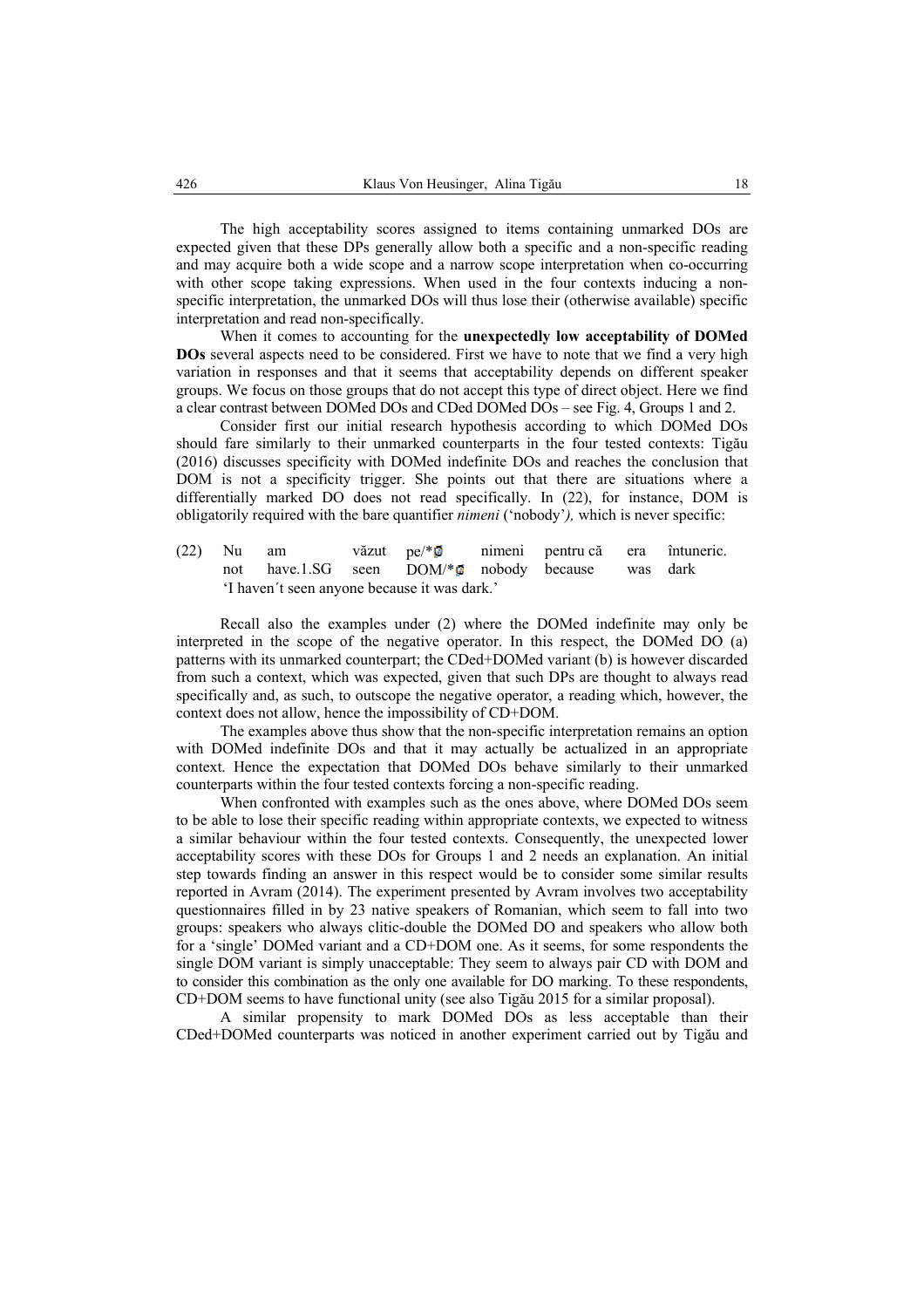The high acceptability scores assigned to items containing unmarked DOs are expected given that these DPs generally allow both a specific and a non-specific reading and may acquire both a wide scope and a narrow scope interpretation when co-occurring with other scope taking expressions. When used in the four contexts inducing a non-specific interpretation, the unmarked DOs will thus lose their (otherwise available) specific interpretation and read non-specifically.

When it comes to accounting for the **unexpectedly low acceptability of DOMed DOs** several aspects need to be considered. First we have to note that we find a very high variation in responses and that it seems that acceptability depends on different speaker groups. We focus on those groups that do not accept this type of direct object. Here we find a clear contrast between DOMed DOs and CDed DOMed DOs – see Fig. 4, Groups 1 and 2.

Consider first our initial research hypothesis according to which DOMed DOs should fare similarly to their unmarked counterparts in the four tested contexts: Tigău (2016) discusses specificity with DOMed indefinite DOs and reaches the conclusion that DOM is not a specificity trigger. She points out that there are situations where a differentially marked DO does not read specifically. In (22), for instance, DOM is obligatorily required with the bare quantifier *nimeni* ('nobody'*),* which is never specific:

(22) Nu am văzut pe/*∅ nimeni pentru că era întuneric.
not have.1.SG seen DOM/*∅ nobody because was dark
'I haven´t seen anyone because it was dark.'

Recall also the examples under (2) where the DOMed indefinite may only be interpreted in the scope of the negative operator. In this respect, the DOMed DO (a) patterns with its unmarked counterpart; the CDed+DOMed variant (b) is however discarded from such a context, which was expected, given that such DPs are thought to always read specifically and, as such, to outscope the negative operator, a reading which, however, the context does not allow, hence the impossibility of CD+DOM.

The examples above thus show that the non-specific interpretation remains an option with DOMed indefinite DOs and that it may actually be actualized in an appropriate context. Hence the expectation that DOMed DOs behave similarly to their unmarked counterparts within the four tested contexts forcing a non-specific reading.

When confronted with examples such as the ones above, where DOMed DOs seem to be able to lose their specific reading within appropriate contexts, we expected to witness a similar behaviour within the four tested contexts. Consequently, the unexpected lower acceptability scores with these DOs for Groups 1 and 2 needs an explanation. An initial step towards finding an answer in this respect would be to consider some similar results reported in Avram (2014). The experiment presented by Avram involves two acceptability questionnaires filled in by 23 native speakers of Romanian, which seem to fall into two groups: speakers who always clitic-double the DOMed DO and speakers who allow both for a 'single' DOMed variant and a CD+DOM one. As it seems, for some respondents the single DOM variant is simply unacceptable: They seem to always pair CD with DOM and to consider this combination as the only one available for DO marking. To these respondents, CD+DOM seems to have functional unity (see also Tigău 2015 for a similar proposal).

A similar propensity to mark DOMed DOs as less acceptable than their CDed+DOMed counterparts was noticed in another experiment carried out by Tigău and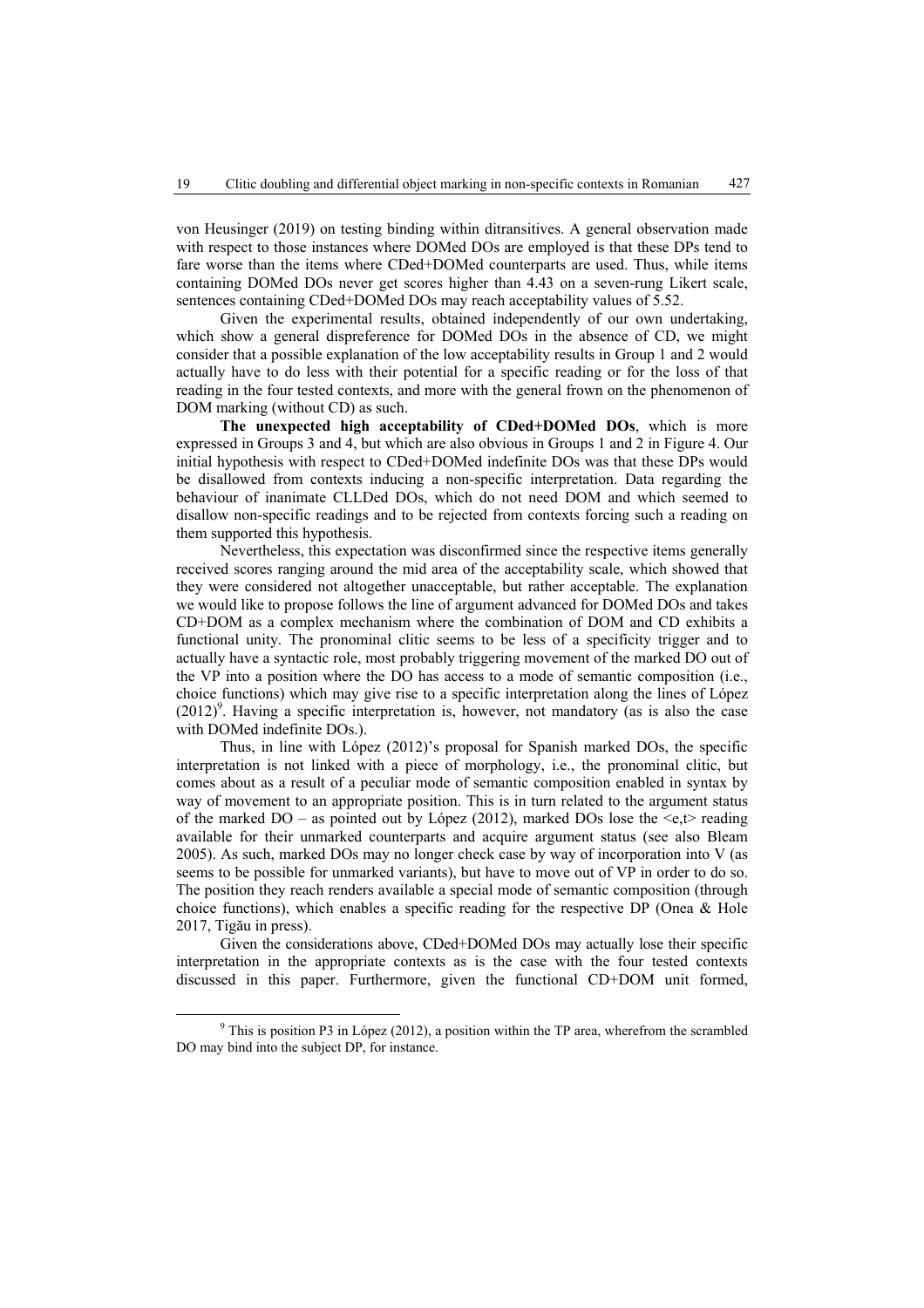von Heusinger (2019) on testing binding within ditransitives. A general observation made with respect to those instances where DOMed DOs are employed is that these DPs tend to fare worse than the items where CDed+DOMed counterparts are used. Thus, while items containing DOMed DOs never get scores higher than 4.43 on a seven-rung Likert scale, sentences containing CDed+DOMed DOs may reach acceptability values of 5.52.

Given the experimental results, obtained independently of our own undertaking, which show a general dispreference for DOMed DOs in the absence of CD, we might consider that a possible explanation of the low acceptability results in Group 1 and 2 would actually have to do less with their potential for a specific reading or for the loss of that reading in the four tested contexts, and more with the general frown on the phenomenon of DOM marking (without CD) as such.

**The unexpected high acceptability of CDed+DOMed DOs**, which is more expressed in Groups 3 and 4, but which are also obvious in Groups 1 and 2 in Figure 4. Our initial hypothesis with respect to CDed+DOMed indefinite DOs was that these DPs would be disallowed from contexts inducing a non-specific interpretation. Data regarding the behaviour of inanimate CLLDed DOs, which do not need DOM and which seemed to disallow non-specific readings and to be rejected from contexts forcing such a reading on them supported this hypothesis.

Nevertheless, this expectation was disconfirmed since the respective items generally received scores ranging around the mid area of the acceptability scale, which showed that they were considered not altogether unacceptable, but rather acceptable. The explanation we would like to propose follows the line of argument advanced for DOMed DOs and takes CD+DOM as a complex mechanism where the combination of DOM and CD exhibits a functional unity. The pronominal clitic seems to be less of a specificity trigger and to actually have a syntactic role, most probably triggering movement of the marked DO out of the VP into a position where the DO has access to a mode of semantic composition (i.e., choice functions) which may give rise to a specific interpretation along the lines of López (2012)[9]. Having a specific interpretation is, however, not mandatory (as is also the case with DOMed indefinite DOs.).

Thus, in line with López (2012)'s proposal for Spanish marked DOs, the specific interpretation is not linked with a piece of morphology, i.e., the pronominal clitic, but comes about as a result of a peculiar mode of semantic composition enabled in syntax by way of movement to an appropriate position. This is in turn related to the argument status of the marked DO – as pointed out by López (2012), marked DOs lose the <e,t> reading available for their unmarked counterparts and acquire argument status (see also Bleam 2005). As such, marked DOs may no longer check case by way of incorporation into V (as seems to be possible for unmarked variants), but have to move out of VP in order to do so. The position they reach renders available a special mode of semantic composition (through choice functions), which enables a specific reading for the respective DP (Onea & Hole 2017, Tigău in press).

Given the considerations above, CDed+DOMed DOs may actually lose their specific interpretation in the appropriate contexts as is the case with the four tested contexts discussed in this paper. Furthermore, given the functional CD+DOM unit formed,

[9] This is position P3 in López (2012), a position within the TP area, wherefrom the scrambled DO may bind into the subject DP, for instance.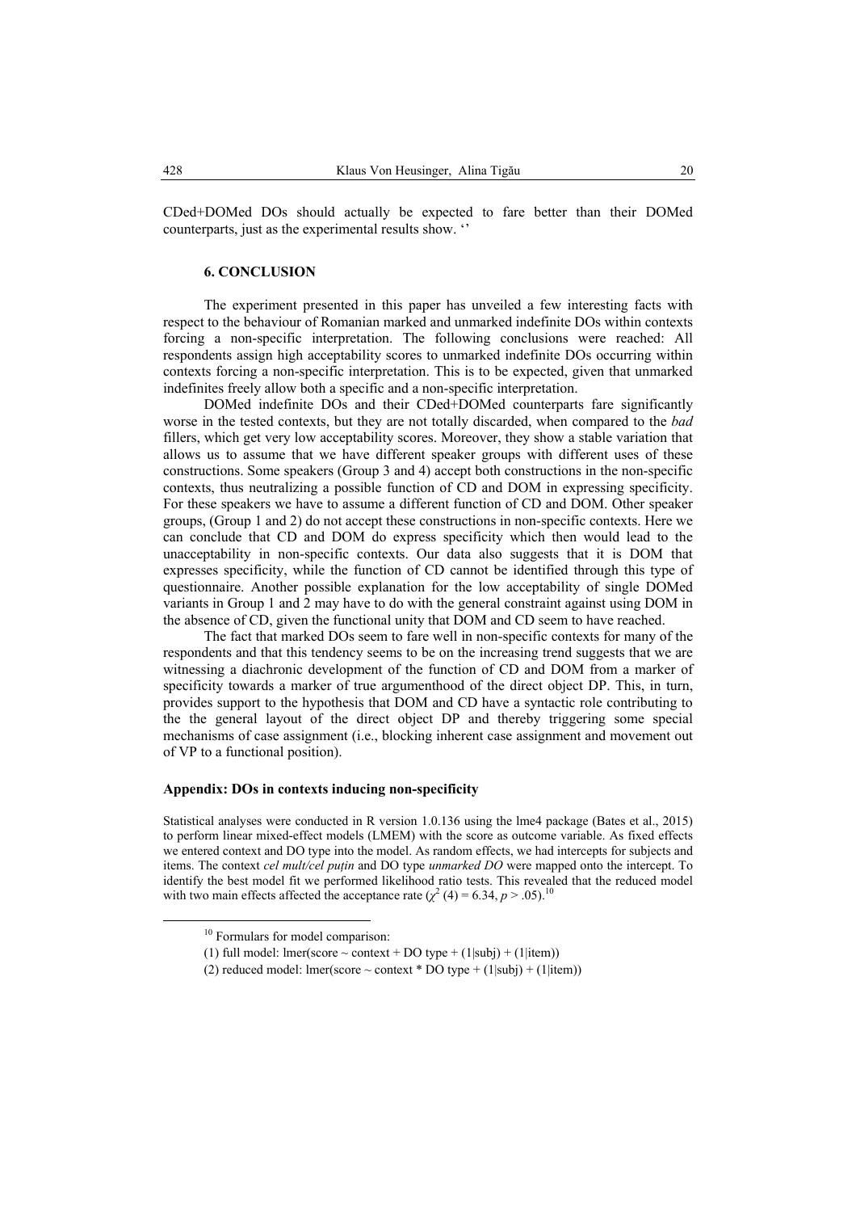CDed+DOMed DOs should actually be expected to fare better than their DOMed counterparts, just as the experimental results show. ''

## 6. CONCLUSION

The experiment presented in this paper has unveiled a few interesting facts with respect to the behaviour of Romanian marked and unmarked indefinite DOs within contexts forcing a non-specific interpretation. The following conclusions were reached: All respondents assign high acceptability scores to unmarked indefinite DOs occurring within contexts forcing a non-specific interpretation. This is to be expected, given that unmarked indefinites freely allow both a specific and a non-specific interpretation.

DOMed indefinite DOs and their CDed+DOMed counterparts fare significantly worse in the tested contexts, but they are not totally discarded, when compared to the *bad* fillers, which get very low acceptability scores. Moreover, they show a stable variation that allows us to assume that we have different speaker groups with different uses of these constructions. Some speakers (Group 3 and 4) accept both constructions in the non-specific contexts, thus neutralizing a possible function of CD and DOM in expressing specificity. For these speakers we have to assume a different function of CD and DOM. Other speaker groups, (Group 1 and 2) do not accept these constructions in non-specific contexts. Here we can conclude that CD and DOM do express specificity which then would lead to the unacceptability in non-specific contexts. Our data also suggests that it is DOM that expresses specificity, while the function of CD cannot be identified through this type of questionnaire. Another possible explanation for the low acceptability of single DOMed variants in Group 1 and 2 may have to do with the general constraint against using DOM in the absence of CD, given the functional unity that DOM and CD seem to have reached.

The fact that marked DOs seem to fare well in non-specific contexts for many of the respondents and that this tendency seems to be on the increasing trend suggests that we are witnessing a diachronic development of the function of CD and DOM from a marker of specificity towards a marker of true argumenthood of the direct object DP. This, in turn, provides support to the hypothesis that DOM and CD have a syntactic role contributing to the the general layout of the direct object DP and thereby triggering some special mechanisms of case assignment (i.e., blocking inherent case assignment and movement out of VP to a functional position).

### Appendix: DOs in contexts inducing non-specificity

Statistical analyses were conducted in R version 1.0.136 using the lme4 package (Bates et al., 2015) to perform linear mixed-effect models (LMEM) with the score as outcome variable. As fixed effects we entered context and DO type into the model. As random effects, we had intercepts for subjects and items. The context *cel mult/cel puțin* and DO type *unmarked DO* were mapped onto the intercept. To identify the best model fit we performed likelihood ratio tests. This revealed that the reduced model with two main effects affected the acceptance rate ($\chi^2$ (4) = 6.34, $p > .05$).[10]

---

[10] Formulars for model comparison:

(1) full model: lmer(score ~ context + DO type + (1|subj) + (1|item))

(2) reduced model: lmer(score ~ context * DO type + (1|subj) + (1|item))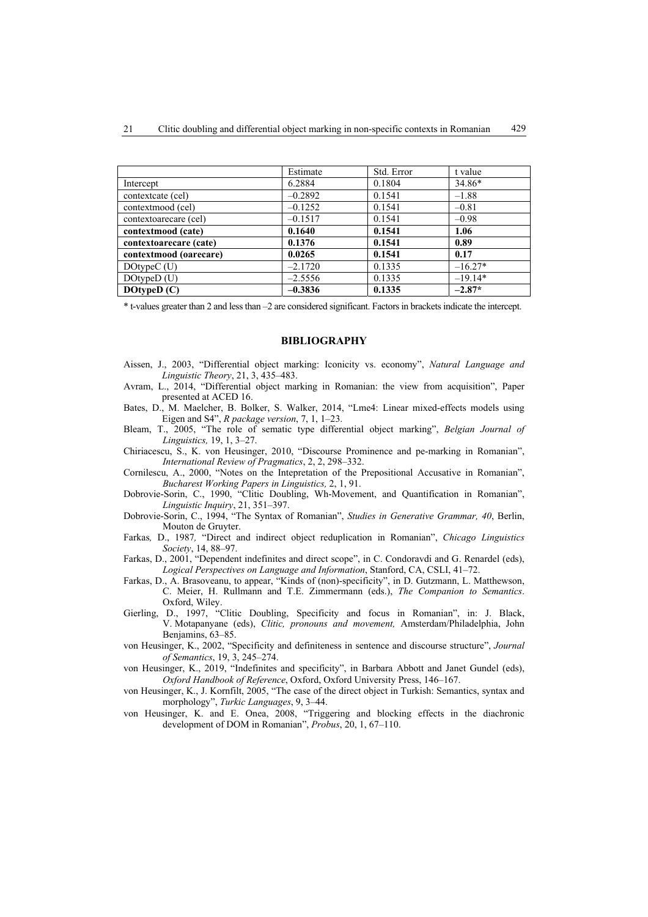| | Estimate | Std. Error | t value |
|---|---|---|---|
| Intercept | 6.2884 | 0.1804 | 34.86* |
| contextcate (cel) | –0.2892 | 0.1541 | –1.88 |
| contextmood (cel) | –0.1252 | 0.1541 | –0.81 |
| contextoarecare (cel) | –0.1517 | 0.1541 | –0.98 |
| **contextmood (cate)** | **0.1640** | **0.1541** | **1.06** |
| **contextoarecare (cate)** | **0.1376** | **0.1541** | **0.89** |
| **contextmood (oarecare)** | **0.0265** | **0.1541** | **0.17** |
| DOtypeC (U) | –2.1720 | 0.1335 | –16.27* |
| DOtypeD (U) | –2.5556 | 0.1335 | –19.14* |
| **DOtypeD (C)** | **–0.3836** | **0.1335** | **–2.87*** |

\* t-values greater than 2 and less than –2 are considered significant. Factors in brackets indicate the intercept.

## BIBLIOGRAPHY

Aissen, J., 2003, "Differential object marking: Iconicity vs. economy", *Natural Language and Linguistic Theory*, 21, 3, 435–483.

Avram, L., 2014, "Differential object marking in Romanian: the view from acquisition", Paper presented at ACED 16.

Bates, D., M. Maelcher, B. Bolker, S. Walker, 2014, "Lme4: Linear mixed-effects models using Eigen and S4", *R package version*, 7, 1, 1–23.

Bleam, T., 2005, "The role of sematic type differential object marking", *Belgian Journal of Linguistics,* 19, 1, 3–27.

Chiriacescu, S., K. von Heusinger, 2010, "Discourse Prominence and pe-marking in Romanian", *International Review of Pragmatics*, 2, 2, 298–332.

Cornilescu, A., 2000, "Notes on the Intepretation of the Prepositional Accusative in Romanian", *Bucharest Working Papers in Linguistics,* 2, 1, 91.

Dobrovie-Sorin, C., 1990, "Clitic Doubling, Wh-Movement, and Quantification in Romanian", *Linguistic Inquiry*, 21, 351–397.

Dobrovie-Sorin, C., 1994, "The Syntax of Romanian", *Studies in Generative Grammar, 40*, Berlin, Mouton de Gruyter.

Farkas*,* D., 1987*,* "Direct and indirect object reduplication in Romanian", *Chicago Linguistics Society*, 14, 88–97.

Farkas, D., 2001, "Dependent indefinites and direct scope", in C. Condoravdi and G. Renardel (eds), *Logical Perspectives on Language and Information*, Stanford, CA, CSLI, 41–72.

Farkas, D., A. Brasoveanu, to appear, "Kinds of (non)-specificity", in D. Gutzmann, L. Matthewson, C. Meier, H. Rullmann and T.E. Zimmermann (eds.), *The Companion to Semantics*. Oxford, Wiley.

Gierling, D., 1997, "Clitic Doubling, Specificity and focus in Romanian", in: J. Black, V. Motapanyane (eds), *Clitic, pronouns and movement,* Amsterdam/Philadelphia, John Benjamins, 63–85.

von Heusinger, K., 2002, "Specificity and definiteness in sentence and discourse structure", *Journal of Semantics*, 19, 3, 245–274.

von Heusinger, K., 2019, "Indefinites and specificity", in Barbara Abbott and Janet Gundel (eds), *Oxford Handbook of Reference*, Oxford, Oxford University Press, 146–167.

von Heusinger, K., J. Kornfilt, 2005, "The case of the direct object in Turkish: Semantics, syntax and morphology", *Turkic Languages*, 9, 3–44.

von Heusinger, K. and E. Onea, 2008, "Triggering and blocking effects in the diachronic development of DOM in Romanian", *Probus*, 20, 1, 67–110.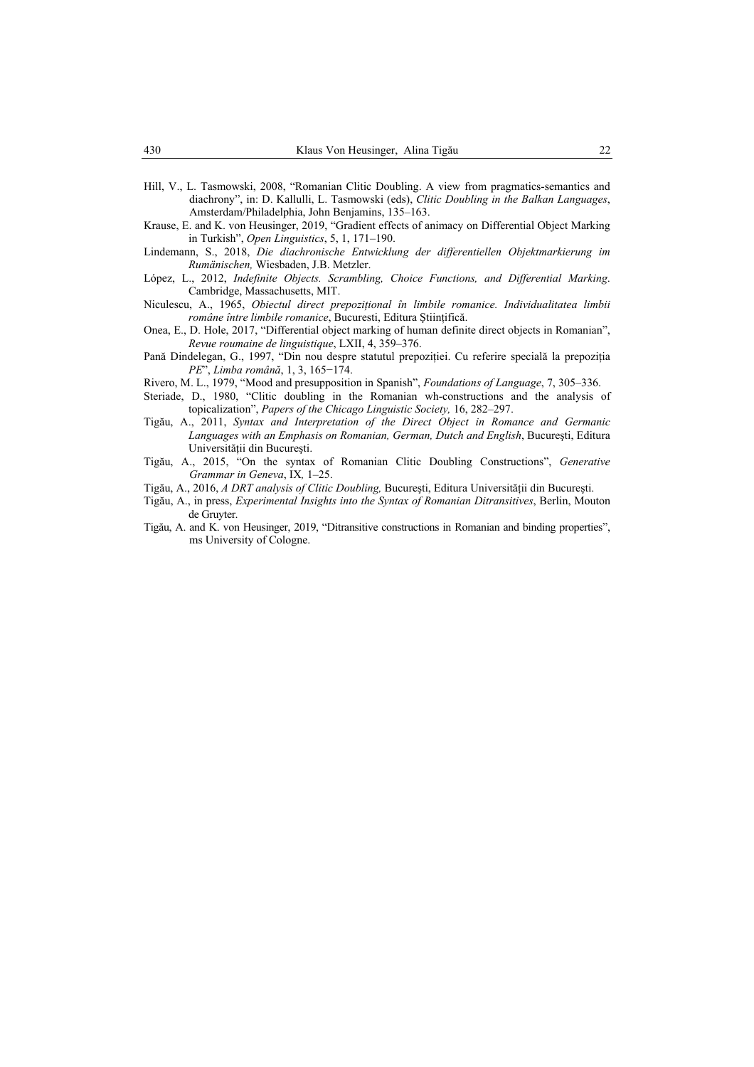Hill, V., L. Tasmowski, 2008, "Romanian Clitic Doubling. A view from pragmatics-semantics and diachrony", in: D. Kallulli, L. Tasmowski (eds), *Clitic Doubling in the Balkan Languages*, Amsterdam/Philadelphia, John Benjamins, 135–163.

Krause, E. and K. von Heusinger, 2019, "Gradient effects of animacy on Differential Object Marking in Turkish", *Open Linguistics*, 5, 1, 171–190.

Lindemann, S., 2018, *Die diachronische Entwicklung der differentiellen Objektmarkierung im Rumänischen,* Wiesbaden, J.B. Metzler.

López, L., 2012, *Indefinite Objects. Scrambling, Choice Functions, and Differential Marking*. Cambridge, Massachusetts, MIT.

Niculescu, A., 1965, *Obiectul direct prepozițional în limbile romanice. Individualitatea limbii române între limbile romanice*, Bucuresti, Editura Științifică.

Onea, E., D. Hole, 2017, "Differential object marking of human definite direct objects in Romanian", *Revue roumaine de linguistique*, LXII, 4, 359–376.

Pană Dindelegan, G., 1997, "Din nou despre statutul prepoziției. Cu referire specială la prepoziția *PE*", *Limba română*, 1, 3, 165−174.

Rivero, M. L., 1979, "Mood and presupposition in Spanish", *Foundations of Language*, 7, 305–336.

Steriade, D., 1980, "Clitic doubling in the Romanian wh-constructions and the analysis of topicalization", *Papers of the Chicago Linguistic Society,* 16, 282–297.

Tigău, A., 2011, *Syntax and Interpretation of the Direct Object in Romance and Germanic Languages with an Emphasis on Romanian, German, Dutch and English*, București, Editura Universității din București.

Tigău, A., 2015, "On the syntax of Romanian Clitic Doubling Constructions", *Generative Grammar in Geneva*, IX*,* 1–25.

Tigău, A., 2016, *A DRT analysis of Clitic Doubling,* București, Editura Universității din București.

Tigău, A., in press, *Experimental Insights into the Syntax of Romanian Ditransitives*, Berlin, Mouton de Gruyter.

Tigău, A. and K. von Heusinger, 2019, "Ditransitive constructions in Romanian and binding properties", ms University of Cologne.